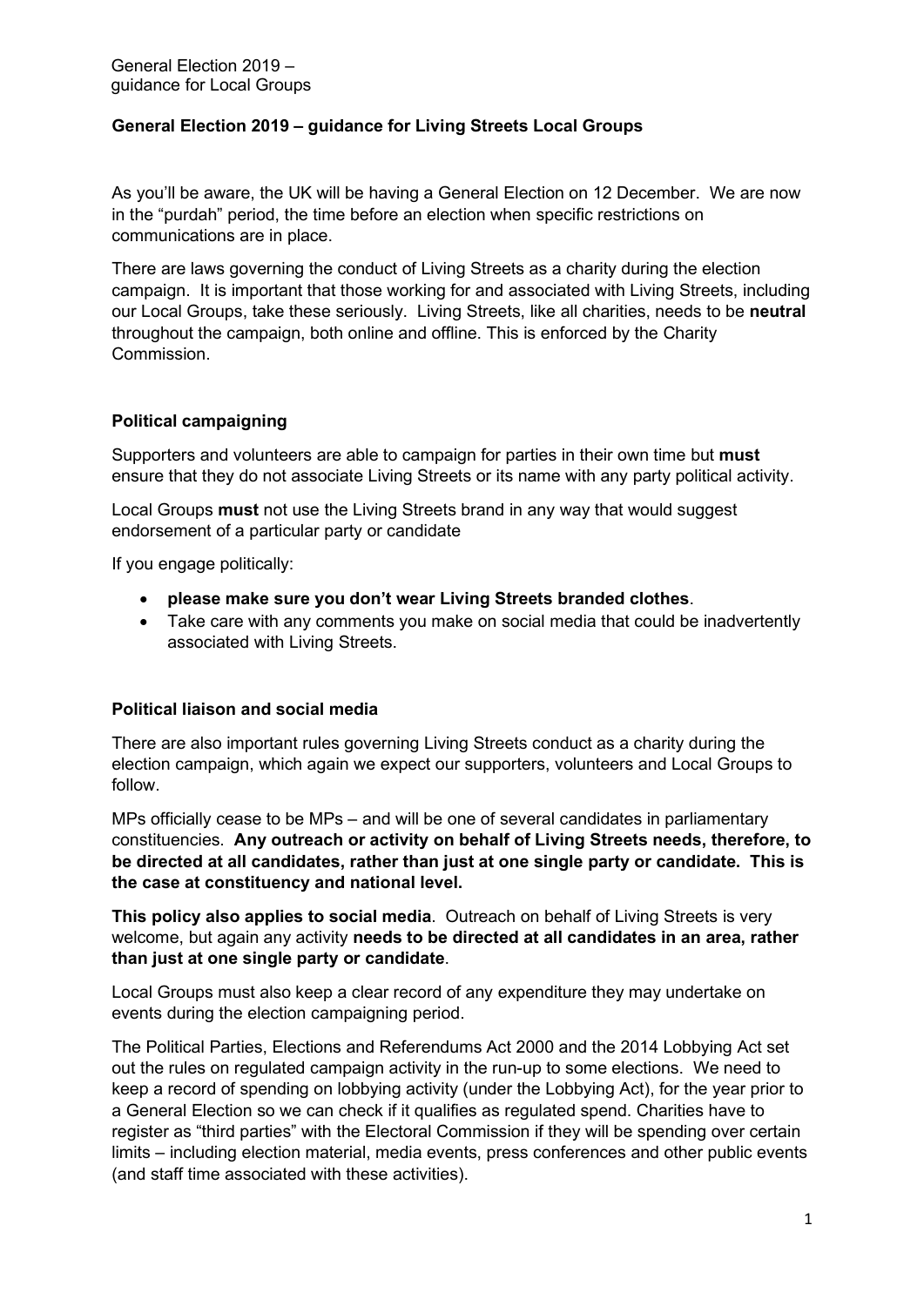# General Election 2019 – guidance for Living Streets Local Groups

As you'll be aware, the UK will be having a General Election on 12 December. We are now in the "purdah" period, the time before an election when specific restrictions on communications are in place.

There are laws governing the conduct of Living Streets as a charity during the election campaign. It is important that those working for and associated with Living Streets, including our Local Groups, take these seriously. Living Streets, like all charities, needs to be **neutral** throughout the campaign, both online and offline. This is enforced by the Charity Commission.

## Political campaigning

Supporters and volunteers are able to campaign for parties in their own time but **must** ensure that they do not associate Living Streets or its name with any party political activity.

Local Groups **must** not use the Living Streets brand in any way that would suggest endorsement of a particular party or candidate

If you engage politically:

- **please make sure you don't wear Living Streets branded clothes**.
- Take care with any comments you make on social media that could be inadvertently associated with Living Streets.

## Political liaison and social media

There are also important rules governing Living Streets conduct as a charity during the election campaign, which again we expect our supporters, volunteers and Local Groups to follow.

MPs officially cease to be MPs – and will be one of several candidates in parliamentary constituencies. **Any outreach or activity on behalf of Living Streets needs, therefore, to be directed at all candidates, rather than just at one single party or candidate. This is the case at constituency and national level.**

**This policy also applies to social media**. Outreach on behalf of Living Streets is very welcome, but again any activity **needs to be directed at all candidates in an area, rather than just at one single party or candidate**.

Local Groups must also keep a clear record of any expenditure they may undertake on events during the election campaigning period.

The Political Parties, Elections and Referendums Act 2000 and the 2014 Lobbying Act set out the rules on regulated campaign activity in the run-up to some elections. We need to keep a record of spending on lobbying activity (under the Lobbying Act), for the year prior to a General Election so we can check if it qualifies as regulated spend. Charities have to register as "third parties" with the Electoral Commission if they will be spending over certain limits – including election material, media events, press conferences and other public events (and staff time associated with these activities).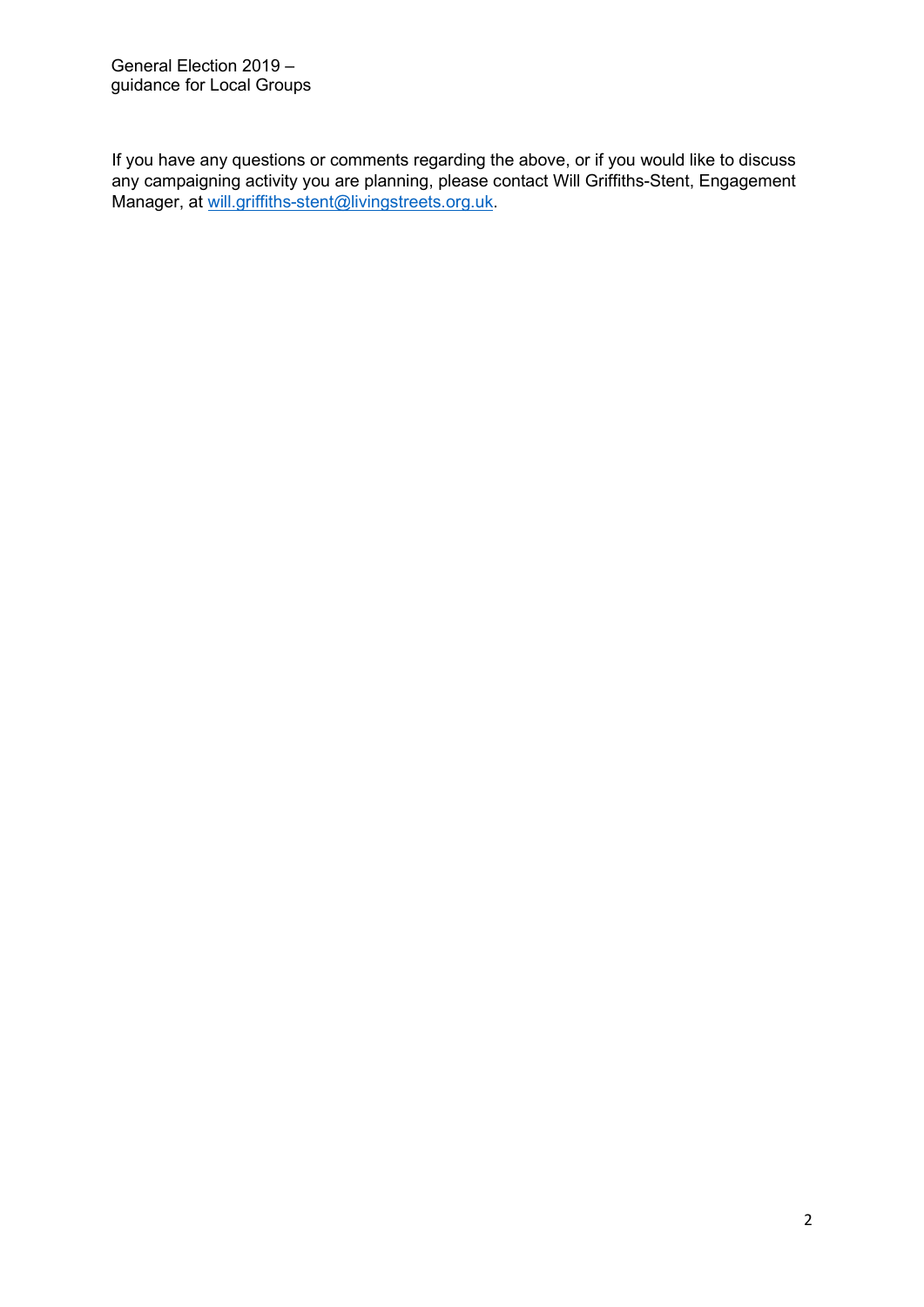If you have any questions or comments regarding the above, or if you would like to discuss any campaigning activity you are planning, please contact Will Griffiths-Stent, Engagement Manager, at will.griffiths-stent@livingstreets.org.uk.